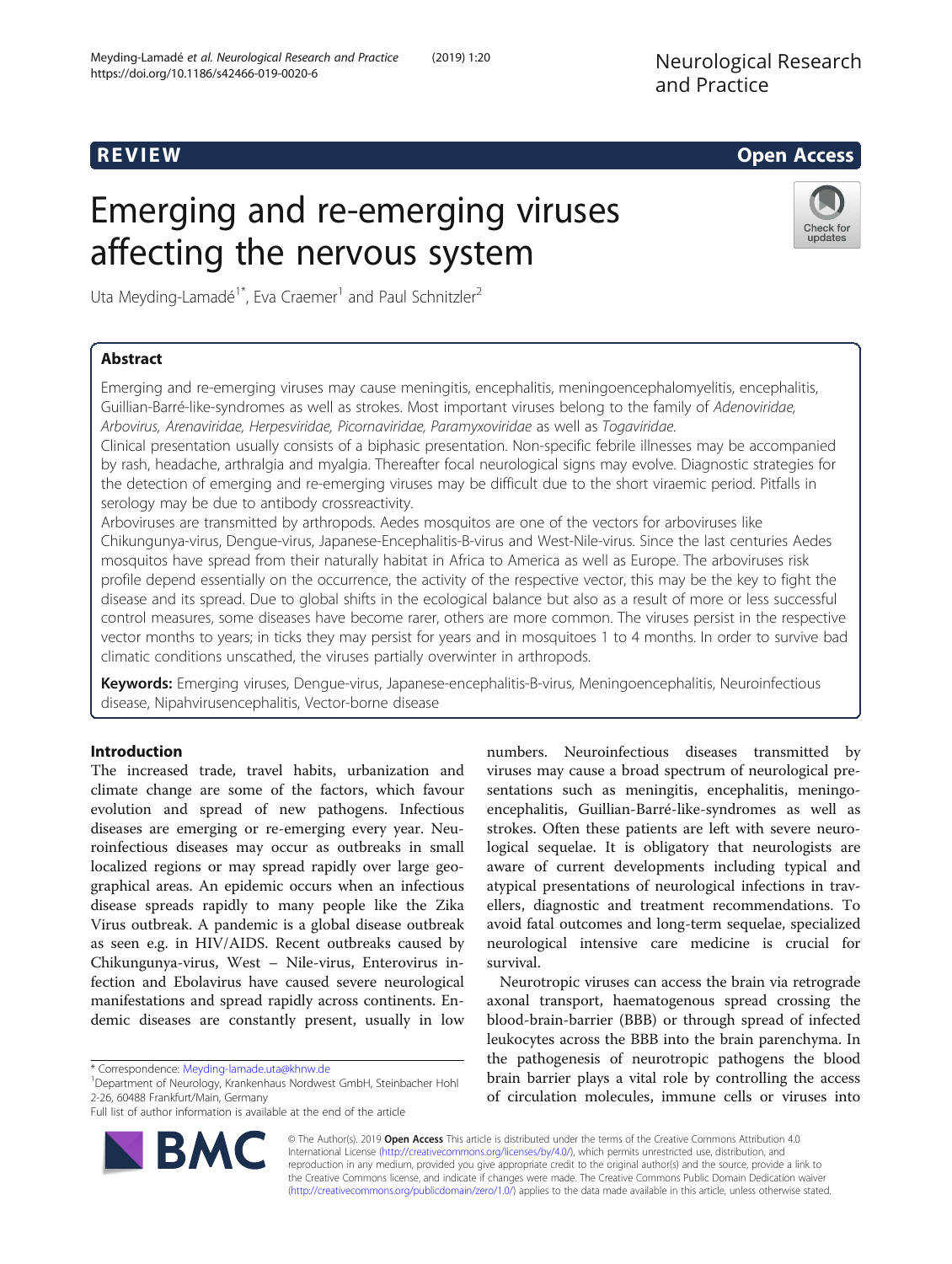REVIEW

Open Access

# Emerging and re-emerging viruses affecting the nervous system

Uta Meyding-Lamadé[1*], Eva Craemer[1] and Paul Schnitzler[2]

## Abstract

Emerging and re-emerging viruses may cause meningitis, encephalitis, meningoencephalomyelitis, encephalitis, Guillian-Barré-like-syndromes as well as strokes. Most important viruses belong to the family of *Adenoviridae, Arbovirus, Arenaviridae, Herpesviridae, Picornaviridae, Paramyxoviridae* as well as *Togaviridae*.

Clinical presentation usually consists of a biphasic presentation. Non-specific febrile illnesses may be accompanied by rash, headache, arthralgia and myalgia. Thereafter focal neurological signs may evolve. Diagnostic strategies for the detection of emerging and re-emerging viruses may be difficult due to the short viraemic period. Pitfalls in serology may be due to antibody crossreactivity.

Arboviruses are transmitted by arthropods. Aedes mosquitos are one of the vectors for arboviruses like Chikungunya-virus, Dengue-virus, Japanese-Encephalitis-B-virus and West-Nile-virus. Since the last centuries Aedes mosquitos have spread from their naturally habitat in Africa to America as well as Europe. The arboviruses risk profile depend essentially on the occurrence, the activity of the respective vector, this may be the key to fight the disease and its spread. Due to global shifts in the ecological balance but also as a result of more or less successful control measures, some diseases have become rarer, others are more common. The viruses persist in the respective vector months to years; in ticks they may persist for years and in mosquitoes 1 to 4 months. In order to survive bad climatic conditions unscathed, the viruses partially overwinter in arthropods.

**Keywords:** Emerging viruses, Dengue-virus, Japanese-encephalitis-B-virus, Meningoencephalitis, Neuroinfectious disease, Nipahvirusencephalitis, Vector-borne disease

## Introduction

The increased trade, travel habits, urbanization and climate change are some of the factors, which favour evolution and spread of new pathogens. Infectious diseases are emerging or re-emerging every year. Neuroinfectious diseases may occur as outbreaks in small localized regions or may spread rapidly over large geographical areas. An epidemic occurs when an infectious disease spreads rapidly to many people like the Zika Virus outbreak. A pandemic is a global disease outbreak as seen e.g. in HIV/AIDS. Recent outbreaks caused by Chikungunya-virus, West – Nile-virus, Enterovirus infection and Ebolavirus have caused severe neurological manifestations and spread rapidly across continents. Endemic diseases are constantly present, usually in low numbers. Neuroinfectious diseases transmitted by viruses may cause a broad spectrum of neurological presentations such as meningitis, encephalitis, meningoencephalitis, Guillian-Barré-like-syndromes as well as strokes. Often these patients are left with severe neurological sequelae. It is obligatory that neurologists are aware of current developments including typical and atypical presentations of neurological infections in travellers, diagnostic and treatment recommendations. To avoid fatal outcomes and long-term sequelae, specialized neurological intensive care medicine is crucial for survival.

Neurotropic viruses can access the brain via retrograde axonal transport, haematogenous spread crossing the blood-brain-barrier (BBB) or through spread of infected leukocytes across the BBB into the brain parenchyma. In the pathogenesis of neurotropic pathogens the blood brain barrier plays a vital role by controlling the access of circulation molecules, immune cells or viruses into

\* Correspondence: Meyding-lamade.uta@khnw.de
[1]Department of Neurology, Krankenhaus Nordwest GmbH, Steinbacher Hohl 2-26, 60488 Frankfurt/Main, Germany
Full list of author information is available at the end of the article

© The Author(s). 2019 **Open Access** This article is distributed under the terms of the Creative Commons Attribution 4.0 International License (http://creativecommons.org/licenses/by/4.0/), which permits unrestricted use, distribution, and reproduction in any medium, provided you give appropriate credit to the original author(s) and the source, provide a link to the Creative Commons license, and indicate if changes were made. The Creative Commons Public Domain Dedication waiver (http://creativecommons.org/publicdomain/zero/1.0/) applies to the data made available in this article, unless otherwise stated.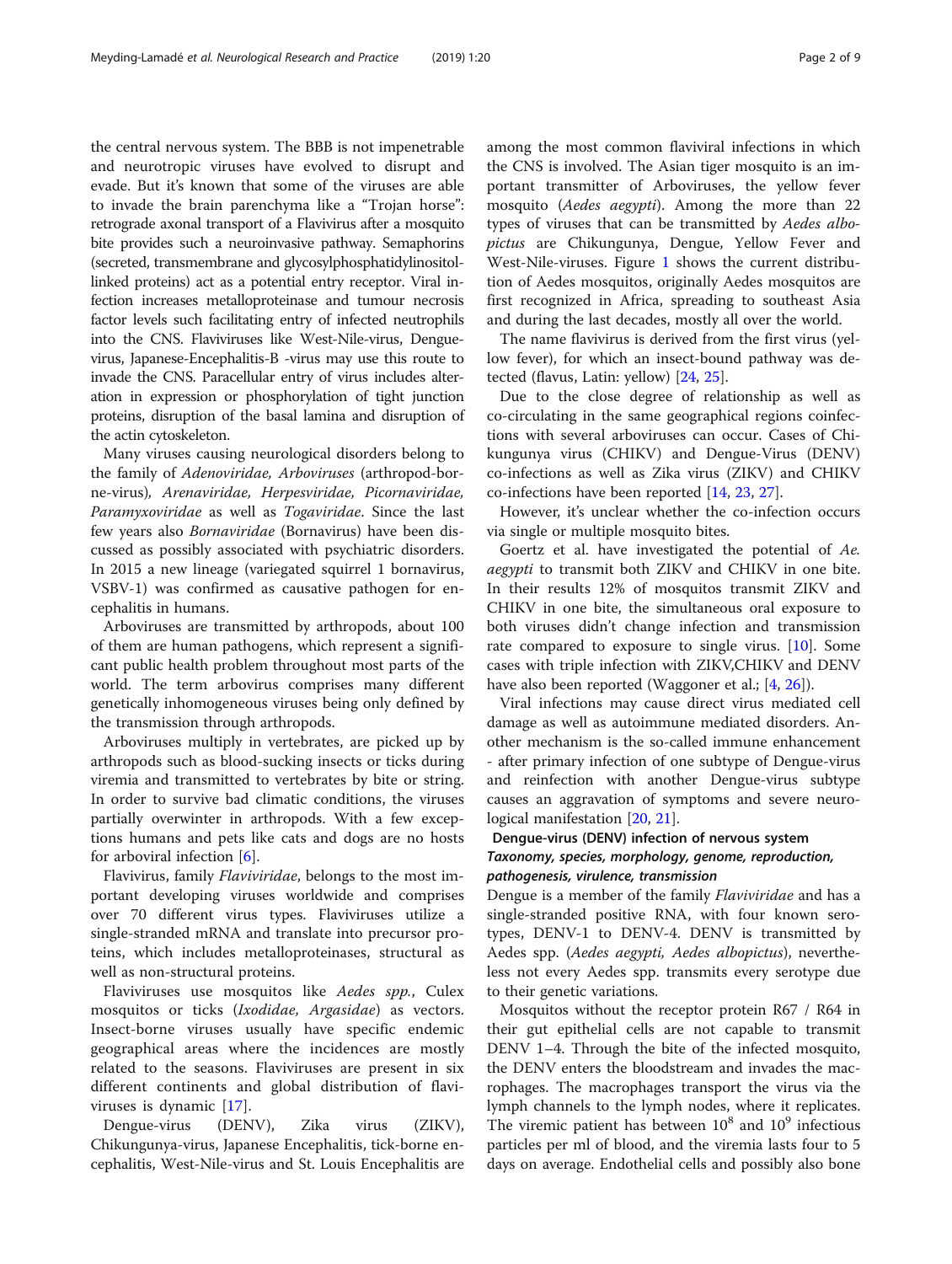the central nervous system. The BBB is not impenetrable and neurotropic viruses have evolved to disrupt and evade. But it's known that some of the viruses are able to invade the brain parenchyma like a "Trojan horse": retrograde axonal transport of a Flavivirus after a mosquito bite provides such a neuroinvasive pathway. Semaphorins (secreted, transmembrane and glycosylphosphatidylinositol-linked proteins) act as a potential entry receptor. Viral infection increases metalloproteinase and tumour necrosis factor levels such facilitating entry of infected neutrophils into the CNS. Flaviviruses like West-Nile-virus, Dengue-virus, Japanese-Encephalitis-B -virus may use this route to invade the CNS. Paracellular entry of virus includes alteration in expression or phosphorylation of tight junction proteins, disruption of the basal lamina and disruption of the actin cytoskeleton.

Many viruses causing neurological disorders belong to the family of *Adenoviridae, Arboviruses* (arthropod-borne-virus), *Arenaviridae, Herpesviridae, Picornaviridae, Paramyxoviridae* as well as *Togaviridae*. Since the last few years also *Bornaviridae* (Bornavirus) have been discussed as possibly associated with psychiatric disorders. In 2015 a new lineage (variegated squirrel 1 bornavirus, VSBV-1) was confirmed as causative pathogen for encephalitis in humans.

Arboviruses are transmitted by arthropods, about 100 of them are human pathogens, which represent a significant public health problem throughout most parts of the world. The term arbovirus comprises many different genetically inhomogeneous viruses being only defined by the transmission through arthropods.

Arboviruses multiply in vertebrates, are picked up by arthropods such as blood-sucking insects or ticks during viremia and transmitted to vertebrates by bite or string. In order to survive bad climatic conditions, the viruses partially overwinter in arthropods. With a few exceptions humans and pets like cats and dogs are no hosts for arboviral infection [6].

Flavivirus, family *Flaviviridae*, belongs to the most important developing viruses worldwide and comprises over 70 different virus types. Flaviviruses utilize a single-stranded mRNA and translate into precursor proteins, which includes metalloproteinases, structural as well as non-structural proteins.

Flaviviruses use mosquitos like *Aedes spp.*, Culex mosquitos or ticks (*Ixodidae, Argasidae*) as vectors. Insect-borne viruses usually have specific endemic geographical areas where the incidences are mostly related to the seasons. Flaviviruses are present in six different continents and global distribution of flaviviruses is dynamic [17].

Dengue-virus (DENV), Zika virus (ZIKV), Chikungunya-virus, Japanese Encephalitis, tick-borne encephalitis, West-Nile-virus and St. Louis Encephalitis are among the most common flaviviral infections in which the CNS is involved. The Asian tiger mosquito is an important transmitter of Arboviruses, the yellow fever mosquito (*Aedes aegypti*). Among the more than 22 types of viruses that can be transmitted by *Aedes albopictus* are Chikungunya, Dengue, Yellow Fever and West-Nile-viruses. Figure 1 shows the current distribution of Aedes mosquitos, originally Aedes mosquitos are first recognized in Africa, spreading to southeast Asia and during the last decades, mostly all over the world.

The name flavivirus is derived from the first virus (yellow fever), for which an insect-bound pathway was detected (flavus, Latin: yellow) [24, 25].

Due to the close degree of relationship as well as co-circulating in the same geographical regions coinfections with several arboviruses can occur. Cases of Chikungunya virus (CHIKV) and Dengue-Virus (DENV) co-infections as well as Zika virus (ZIKV) and CHIKV co-infections have been reported [14, 23, 27].

However, it's unclear whether the co-infection occurs via single or multiple mosquito bites.

Goertz et al. have investigated the potential of *Ae. aegypti* to transmit both ZIKV and CHIKV in one bite. In their results 12% of mosquitos transmit ZIKV and CHIKV in one bite, the simultaneous oral exposure to both viruses didn't change infection and transmission rate compared to exposure to single virus. [10]. Some cases with triple infection with ZIKV,CHIKV and DENV have also been reported (Waggoner et al.; [4, 26]).

Viral infections may cause direct virus mediated cell damage as well as autoimmune mediated disorders. Another mechanism is the so-called immune enhancement - after primary infection of one subtype of Dengue-virus and reinfection with another Dengue-virus subtype causes an aggravation of symptoms and severe neurological manifestation [20, 21].

## Dengue-virus (DENV) infection of nervous system

### *Taxonomy, species, morphology, genome, reproduction, pathogenesis, virulence, transmission*

Dengue is a member of the family *Flaviviridae* and has a single-stranded positive RNA, with four known serotypes, DENV-1 to DENV-4. DENV is transmitted by Aedes spp. (*Aedes aegypti, Aedes albopictus*), nevertheless not every Aedes spp. transmits every serotype due to their genetic variations.

Mosquitos without the receptor protein R67 / R64 in their gut epithelial cells are not capable to transmit DENV 1–4. Through the bite of the infected mosquito, the DENV enters the bloodstream and invades the macrophages. The macrophages transport the virus via the lymph channels to the lymph nodes, where it replicates. The viremic patient has between $10^8$ and $10^9$ infectious particles per ml of blood, and the viremia lasts four to 5 days on average. Endothelial cells and possibly also bone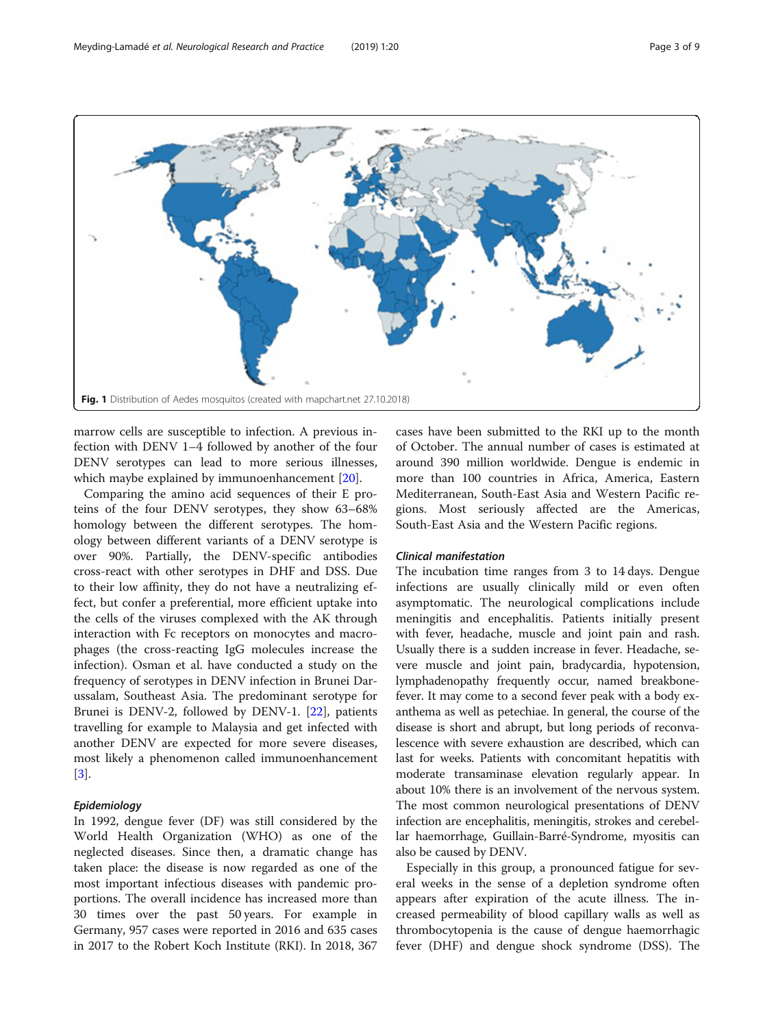Fig. 1 Distribution of Aedes mosquitos (created with mapchart.net 27.10.2018)

marrow cells are susceptible to infection. A previous infection with DENV 1–4 followed by another of the four DENV serotypes can lead to more serious illnesses, which maybe explained by immunoenhancement [20].

Comparing the amino acid sequences of their E proteins of the four DENV serotypes, they show 63–68% homology between the different serotypes. The homology between different variants of a DENV serotype is over 90%. Partially, the DENV-specific antibodies cross-react with other serotypes in DHF and DSS. Due to their low affinity, they do not have a neutralizing effect, but confer a preferential, more efficient uptake into the cells of the viruses complexed with the AK through interaction with Fc receptors on monocytes and macrophages (the cross-reacting IgG molecules increase the infection). Osman et al. have conducted a study on the frequency of serotypes in DENV infection in Brunei Darussalam, Southeast Asia. The predominant serotype for Brunei is DENV-2, followed by DENV-1. [22], patients travelling for example to Malaysia and get infected with another DENV are expected for more severe diseases, most likely a phenomenon called immunoenhancement [3].

#### Epidemiology

In 1992, dengue fever (DF) was still considered by the World Health Organization (WHO) as one of the neglected diseases. Since then, a dramatic change has taken place: the disease is now regarded as one of the most important infectious diseases with pandemic proportions. The overall incidence has increased more than 30 times over the past 50 years. For example in Germany, 957 cases were reported in 2016 and 635 cases in 2017 to the Robert Koch Institute (RKI). In 2018, 367 cases have been submitted to the RKI up to the month of October. The annual number of cases is estimated at around 390 million worldwide. Dengue is endemic in more than 100 countries in Africa, America, Eastern Mediterranean, South-East Asia and Western Pacific regions. Most seriously affected are the Americas, South-East Asia and the Western Pacific regions.

#### Clinical manifestation

The incubation time ranges from 3 to 14 days. Dengue infections are usually clinically mild or even often asymptomatic. The neurological complications include meningitis and encephalitis. Patients initially present with fever, headache, muscle and joint pain and rash. Usually there is a sudden increase in fever. Headache, severe muscle and joint pain, bradycardia, hypotension, lymphadenopathy frequently occur, named breakbone-fever. It may come to a second fever peak with a body exanthema as well as petechiae. In general, the course of the disease is short and abrupt, but long periods of reconvalescence with severe exhaustion are described, which can last for weeks. Patients with concomitant hepatitis with moderate transaminase elevation regularly appear. In about 10% there is an involvement of the nervous system. The most common neurological presentations of DENV infection are encephalitis, meningitis, strokes and cerebellar haemorrhage, Guillain-Barré-Syndrome, myositis can also be caused by DENV.

Especially in this group, a pronounced fatigue for several weeks in the sense of a depletion syndrome often appears after expiration of the acute illness. The increased permeability of blood capillary walls as well as thrombocytopenia is the cause of dengue haemorrhagic fever (DHF) and dengue shock syndrome (DSS). The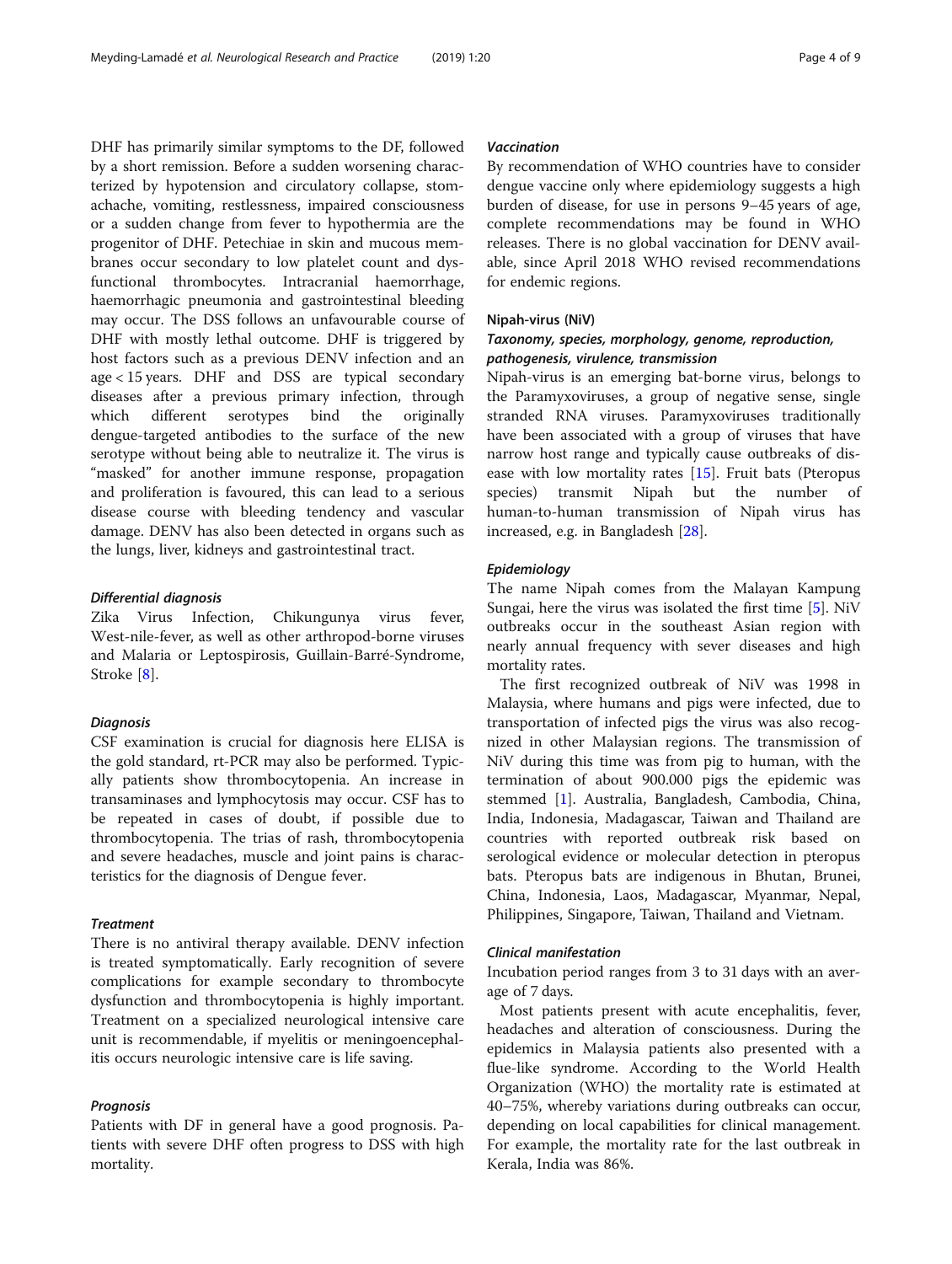DHF has primarily similar symptoms to the DF, followed by a short remission. Before a sudden worsening characterized by hypotension and circulatory collapse, stomachache, vomiting, restlessness, impaired consciousness or a sudden change from fever to hypothermia are the progenitor of DHF. Petechiae in skin and mucous membranes occur secondary to low platelet count and dysfunctional thrombocytes. Intracranial haemorrhage, haemorrhagic pneumonia and gastrointestinal bleeding may occur. The DSS follows an unfavourable course of DHF with mostly lethal outcome. DHF is triggered by host factors such as a previous DENV infection and an age < 15 years. DHF and DSS are typical secondary diseases after a previous primary infection, through which different serotypes bind the originally dengue-targeted antibodies to the surface of the new serotype without being able to neutralize it. The virus is "masked" for another immune response, propagation and proliferation is favoured, this can lead to a serious disease course with bleeding tendency and vascular damage. DENV has also been detected in organs such as the lungs, liver, kidneys and gastrointestinal tract.

#### *Differential diagnosis*

Zika Virus Infection, Chikungunya virus fever, West-nile-fever, as well as other arthropod-borne viruses and Malaria or Leptospirosis, Guillain-Barré-Syndrome, Stroke [8].

#### *Diagnosis*

CSF examination is crucial for diagnosis here ELISA is the gold standard, rt-PCR may also be performed. Typically patients show thrombocytopenia. An increase in transaminases and lymphocytosis may occur. CSF has to be repeated in cases of doubt, if possible due to thrombocytopenia. The trias of rash, thrombocytopenia and severe headaches, muscle and joint pains is characteristics for the diagnosis of Dengue fever.

#### *Treatment*

There is no antiviral therapy available. DENV infection is treated symptomatically. Early recognition of severe complications for example secondary to thrombocyte dysfunction and thrombocytopenia is highly important. Treatment on a specialized neurological intensive care unit is recommendable, if myelitis or meningoencephalitis occurs neurologic intensive care is life saving.

#### *Prognosis*

Patients with DF in general have a good prognosis. Patients with severe DHF often progress to DSS with high mortality.

#### *Vaccination*

By recommendation of WHO countries have to consider dengue vaccine only where epidemiology suggests a high burden of disease, for use in persons 9–45 years of age, complete recommendations may be found in WHO releases. There is no global vaccination for DENV available, since April 2018 WHO revised recommendations for endemic regions.

### Nipah-virus (NiV)

#### *Taxonomy, species, morphology, genome, reproduction, pathogenesis, virulence, transmission*

Nipah-virus is an emerging bat-borne virus, belongs to the Paramyxoviruses, a group of negative sense, single stranded RNA viruses. Paramyxoviruses traditionally have been associated with a group of viruses that have narrow host range and typically cause outbreaks of disease with low mortality rates [15]. Fruit bats (Pteropus species) transmit Nipah but the number of human-to-human transmission of Nipah virus has increased, e.g. in Bangladesh [28].

#### *Epidemiology*

The name Nipah comes from the Malayan Kampung Sungai, here the virus was isolated the first time [5]. NiV outbreaks occur in the southeast Asian region with nearly annual frequency with sever diseases and high mortality rates.

The first recognized outbreak of NiV was 1998 in Malaysia, where humans and pigs were infected, due to transportation of infected pigs the virus was also recognized in other Malaysian regions. The transmission of NiV during this time was from pig to human, with the termination of about 900.000 pigs the epidemic was stemmed [1]. Australia, Bangladesh, Cambodia, China, India, Indonesia, Madagascar, Taiwan and Thailand are countries with reported outbreak risk based on serological evidence or molecular detection in pteropus bats. Pteropus bats are indigenous in Bhutan, Brunei, China, Indonesia, Laos, Madagascar, Myanmar, Nepal, Philippines, Singapore, Taiwan, Thailand and Vietnam.

#### *Clinical manifestation*

Incubation period ranges from 3 to 31 days with an average of 7 days.

Most patients present with acute encephalitis, fever, headaches and alteration of consciousness. During the epidemics in Malaysia patients also presented with a flue-like syndrome. According to the World Health Organization (WHO) the mortality rate is estimated at 40–75%, whereby variations during outbreaks can occur, depending on local capabilities for clinical management. For example, the mortality rate for the last outbreak in Kerala, India was 86%.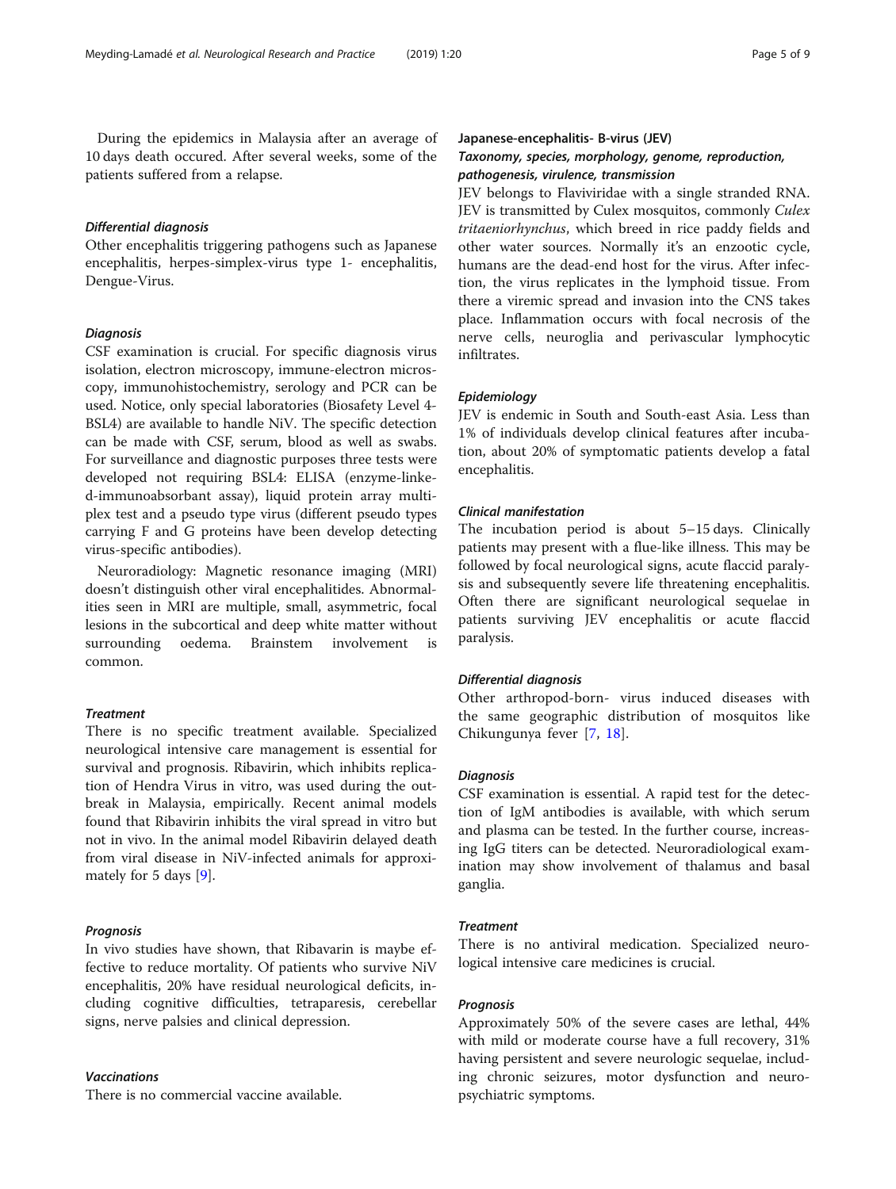During the epidemics in Malaysia after an average of 10 days death occured. After several weeks, some of the patients suffered from a relapse.

#### *Differential diagnosis*

Other encephalitis triggering pathogens such as Japanese encephalitis, herpes-simplex-virus type 1- encephalitis, Dengue-Virus.

#### *Diagnosis*

CSF examination is crucial. For specific diagnosis virus isolation, electron microscopy, immune-electron microscopy, immunohistochemistry, serology and PCR can be used. Notice, only special laboratories (Biosafety Level 4- BSL4) are available to handle NiV. The specific detection can be made with CSF, serum, blood as well as swabs. For surveillance and diagnostic purposes three tests were developed not requiring BSL4: ELISA (enzyme-linked-immunoabsorbant assay), liquid protein array multiplex test and a pseudo type virus (different pseudo types carrying F and G proteins have been develop detecting virus-specific antibodies).

Neuroradiology: Magnetic resonance imaging (MRI) doesn't distinguish other viral encephalitides. Abnormalities seen in MRI are multiple, small, asymmetric, focal lesions in the subcortical and deep white matter without surrounding oedema. Brainstem involvement is common.

#### *Treatment*

There is no specific treatment available. Specialized neurological intensive care management is essential for survival and prognosis. Ribavirin, which inhibits replication of Hendra Virus in vitro, was used during the outbreak in Malaysia, empirically. Recent animal models found that Ribavirin inhibits the viral spread in vitro but not in vivo. In the animal model Ribavirin delayed death from viral disease in NiV-infected animals for approximately for 5 days [9].

#### *Prognosis*

In vivo studies have shown, that Ribavarin is maybe effective to reduce mortality. Of patients who survive NiV encephalitis, 20% have residual neurological deficits, including cognitive difficulties, tetraparesis, cerebellar signs, nerve palsies and clinical depression.

#### *Vaccinations*

There is no commercial vaccine available.

### Japanese-encephalitis- B-virus (JEV)

#### *Taxonomy, species, morphology, genome, reproduction, pathogenesis, virulence, transmission*

JEV belongs to Flaviviridae with a single stranded RNA. JEV is transmitted by Culex mosquitos, commonly *Culex tritaeniorhynchus*, which breed in rice paddy fields and other water sources. Normally it's an enzootic cycle, humans are the dead-end host for the virus. After infection, the virus replicates in the lymphoid tissue. From there a viremic spread and invasion into the CNS takes place. Inflammation occurs with focal necrosis of the nerve cells, neuroglia and perivascular lymphocytic infiltrates.

#### *Epidemiology*

JEV is endemic in South and South-east Asia. Less than 1% of individuals develop clinical features after incubation, about 20% of symptomatic patients develop a fatal encephalitis.

#### *Clinical manifestation*

The incubation period is about 5–15 days. Clinically patients may present with a flue-like illness. This may be followed by focal neurological signs, acute flaccid paralysis and subsequently severe life threatening encephalitis. Often there are significant neurological sequelae in patients surviving JEV encephalitis or acute flaccid paralysis.

#### *Differential diagnosis*

Other arthropod-born- virus induced diseases with the same geographic distribution of mosquitos like Chikungunya fever [7, 18].

#### *Diagnosis*

CSF examination is essential. A rapid test for the detection of IgM antibodies is available, with which serum and plasma can be tested. In the further course, increasing IgG titers can be detected. Neuroradiological examination may show involvement of thalamus and basal ganglia.

#### *Treatment*

There is no antiviral medication. Specialized neurological intensive care medicines is crucial.

#### *Prognosis*

Approximately 50% of the severe cases are lethal, 44% with mild or moderate course have a full recovery, 31% having persistent and severe neurologic sequelae, including chronic seizures, motor dysfunction and neuropsychiatric symptoms.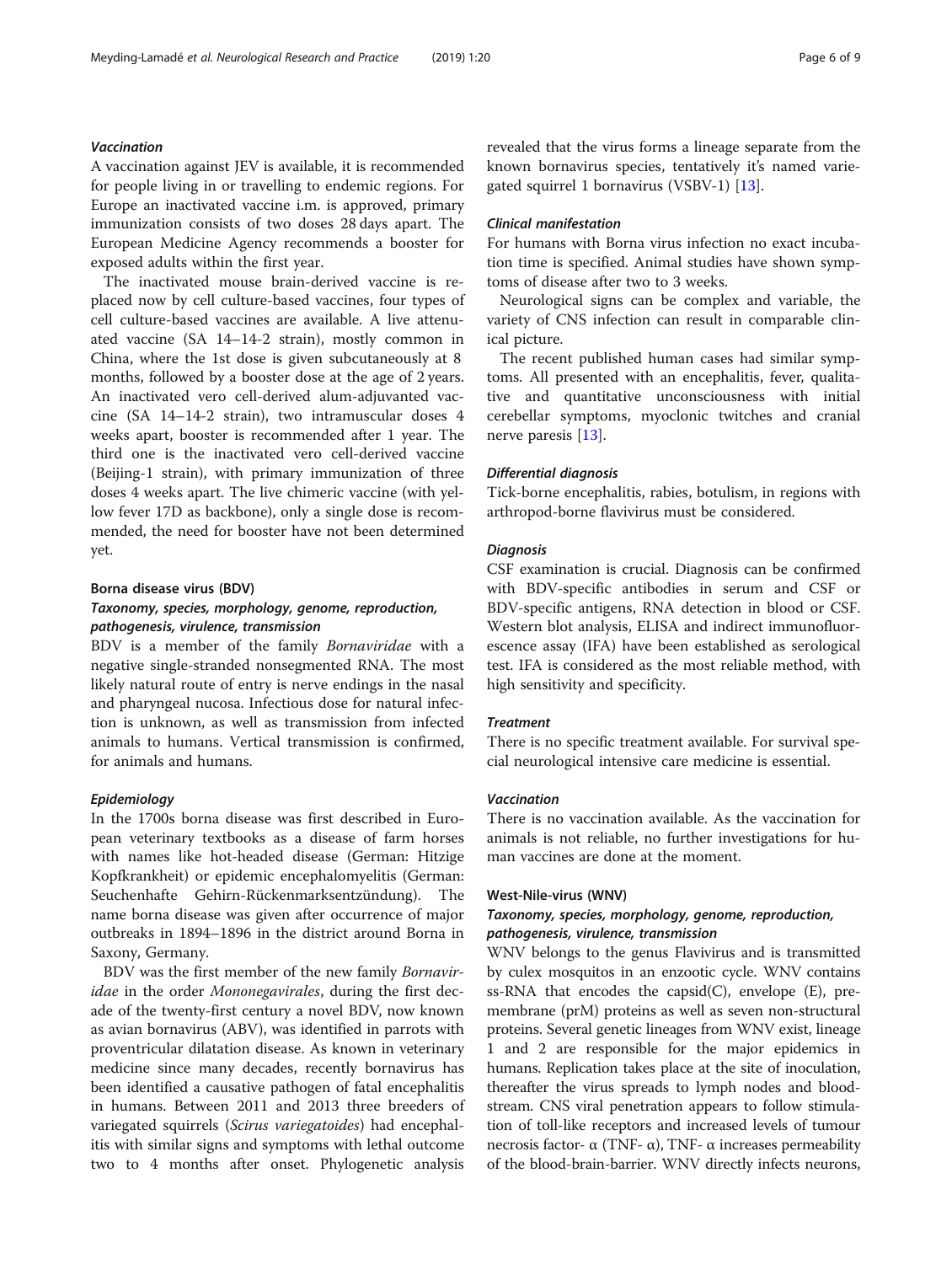### Vaccination

A vaccination against JEV is available, it is recommended for people living in or travelling to endemic regions. For Europe an inactivated vaccine i.m. is approved, primary immunization consists of two doses 28 days apart. The European Medicine Agency recommends a booster for exposed adults within the first year.

The inactivated mouse brain-derived vaccine is replaced now by cell culture-based vaccines, four types of cell culture-based vaccines are available. A live attenuated vaccine (SA 14–14-2 strain), mostly common in China, where the 1st dose is given subcutaneously at 8 months, followed by a booster dose at the age of 2 years. An inactivated vero cell-derived alum-adjuvanted vaccine (SA 14–14-2 strain), two intramuscular doses 4 weeks apart, booster is recommended after 1 year. The third one is the inactivated vero cell-derived vaccine (Beijing-1 strain), with primary immunization of three doses 4 weeks apart. The live chimeric vaccine (with yellow fever 17D as backbone), only a single dose is recommended, the need for booster have not been determined yet.

## Borna disease virus (BDV)

### Taxonomy, species, morphology, genome, reproduction, pathogenesis, virulence, transmission

BDV is a member of the family *Bornaviridae* with a negative single-stranded nonsegmented RNA. The most likely natural route of entry is nerve endings in the nasal and pharyngeal nucosa. Infectious dose for natural infection is unknown, as well as transmission from infected animals to humans. Vertical transmission is confirmed, for animals and humans.

### Epidemiology

In the 1700s borna disease was first described in European veterinary textbooks as a disease of farm horses with names like hot-headed disease (German: Hitzige Kopfkrankheit) or epidemic encephalomyelitis (German: Seuchenhafte Gehirn-Rückenmarksentzündung). The name borna disease was given after occurrence of major outbreaks in 1894–1896 in the district around Borna in Saxony, Germany.

BDV was the first member of the new family *Bornaviridae* in the order *Mononegavirales*, during the first decade of the twenty-first century a novel BDV, now known as avian bornavirus (ABV), was identified in parrots with proventricular dilatation disease. As known in veterinary medicine since many decades, recently bornavirus has been identified a causative pathogen of fatal encephalitis in humans. Between 2011 and 2013 three breeders of variegated squirrels (*Scirus variegatoides*) had encephalitis with similar signs and symptoms with lethal outcome two to 4 months after onset. Phylogenetic analysis revealed that the virus forms a lineage separate from the known bornavirus species, tentatively it's named variegated squirrel 1 bornavirus (VSBV-1) [13].

### Clinical manifestation

For humans with Borna virus infection no exact incubation time is specified. Animal studies have shown symptoms of disease after two to 3 weeks.

Neurological signs can be complex and variable, the variety of CNS infection can result in comparable clinical picture.

The recent published human cases had similar symptoms. All presented with an encephalitis, fever, qualitative and quantitative unconsciousness with initial cerebellar symptoms, myoclonic twitches and cranial nerve paresis [13].

### Differential diagnosis

Tick-borne encephalitis, rabies, botulism, in regions with arthropod-borne flavivirus must be considered.

### Diagnosis

CSF examination is crucial. Diagnosis can be confirmed with BDV-specific antibodies in serum and CSF or BDV-specific antigens, RNA detection in blood or CSF. Western blot analysis, ELISA and indirect immunofluorescence assay (IFA) have been established as serological test. IFA is considered as the most reliable method, with high sensitivity and specificity.

### Treatment

There is no specific treatment available. For survival special neurological intensive care medicine is essential.

### Vaccination

There is no vaccination available. As the vaccination for animals is not reliable, no further investigations for human vaccines are done at the moment.

## West-Nile-virus (WNV)

### Taxonomy, species, morphology, genome, reproduction, pathogenesis, virulence, transmission

WNV belongs to the genus Flavivirus and is transmitted by culex mosquitos in an enzootic cycle. WNV contains ss-RNA that encodes the capsid(C), envelope (E), premembrane (prM) proteins as well as seven non-structural proteins. Several genetic lineages from WNV exist, lineage 1 and 2 are responsible for the major epidemics in humans. Replication takes place at the site of inoculation, thereafter the virus spreads to lymph nodes and bloodstream. CNS viral penetration appears to follow stimulation of toll-like receptors and increased levels of tumour necrosis factor- α (TNF- α), TNF- α increases permeability of the blood-brain-barrier. WNV directly infects neurons,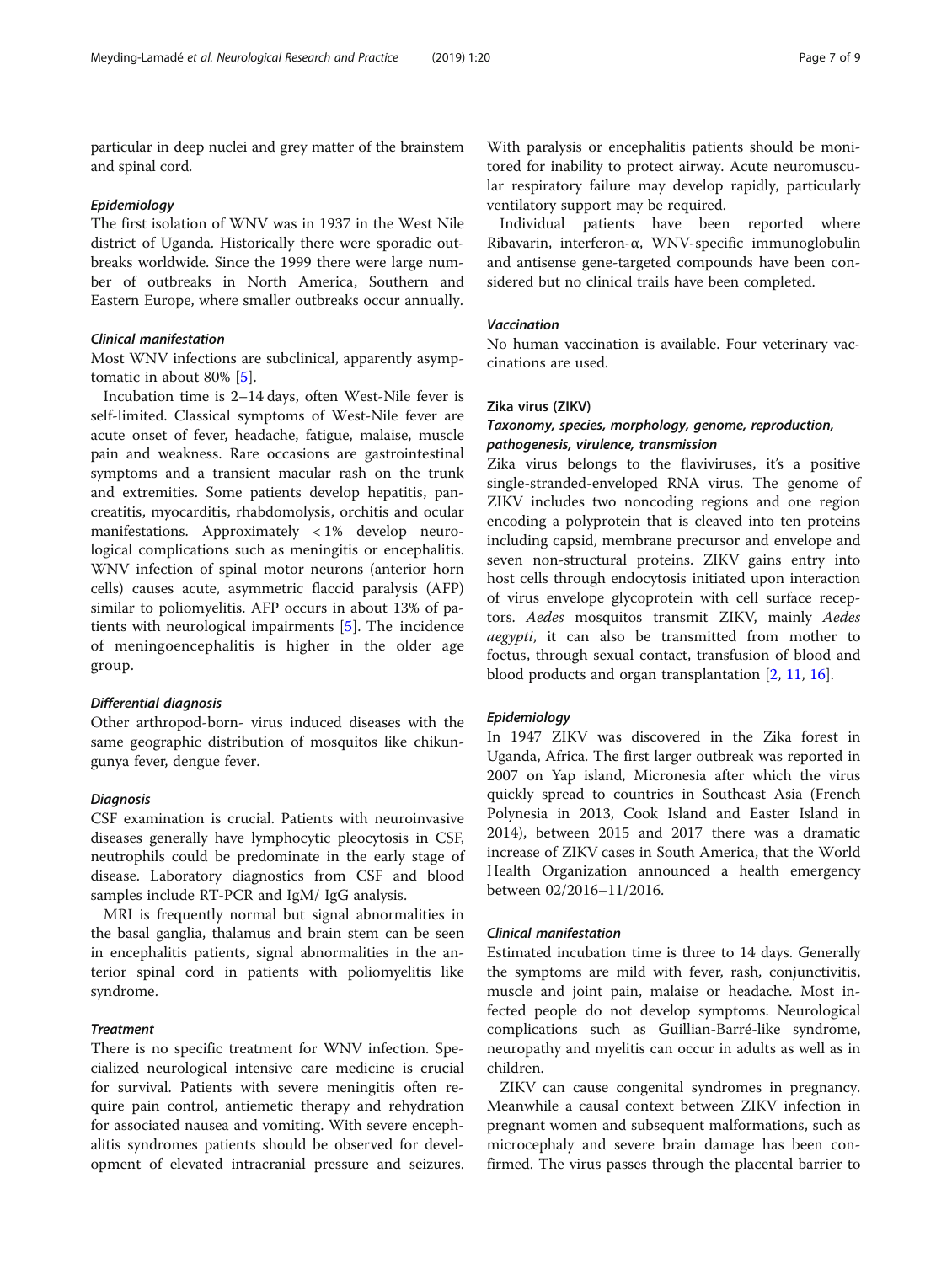particular in deep nuclei and grey matter of the brainstem and spinal cord.

#### Epidemiology

The first isolation of WNV was in 1937 in the West Nile district of Uganda. Historically there were sporadic outbreaks worldwide. Since the 1999 there were large number of outbreaks in North America, Southern and Eastern Europe, where smaller outbreaks occur annually.

#### Clinical manifestation

Most WNV infections are subclinical, apparently asymptomatic in about 80% [5].

Incubation time is 2–14 days, often West-Nile fever is self-limited. Classical symptoms of West-Nile fever are acute onset of fever, headache, fatigue, malaise, muscle pain and weakness. Rare occasions are gastrointestinal symptoms and a transient macular rash on the trunk and extremities. Some patients develop hepatitis, pancreatitis, myocarditis, rhabdomolysis, orchitis and ocular manifestations. Approximately < 1% develop neurological complications such as meningitis or encephalitis. WNV infection of spinal motor neurons (anterior horn cells) causes acute, asymmetric flaccid paralysis (AFP) similar to poliomyelitis. AFP occurs in about 13% of patients with neurological impairments [5]. The incidence of meningoencephalitis is higher in the older age group.

#### Differential diagnosis

Other arthropod-born- virus induced diseases with the same geographic distribution of mosquitos like chikungunya fever, dengue fever.

#### Diagnosis

CSF examination is crucial. Patients with neuroinvasive diseases generally have lymphocytic pleocytosis in CSF, neutrophils could be predominate in the early stage of disease. Laboratory diagnostics from CSF and blood samples include RT-PCR and IgM/ IgG analysis.

MRI is frequently normal but signal abnormalities in the basal ganglia, thalamus and brain stem can be seen in encephalitis patients, signal abnormalities in the anterior spinal cord in patients with poliomyelitis like syndrome.

#### Treatment

There is no specific treatment for WNV infection. Specialized neurological intensive care medicine is crucial for survival. Patients with severe meningitis often require pain control, antiemetic therapy and rehydration for associated nausea and vomiting. With severe encephalitis syndromes patients should be observed for development of elevated intracranial pressure and seizures. With paralysis or encephalitis patients should be monitored for inability to protect airway. Acute neuromuscular respiratory failure may develop rapidly, particularly ventilatory support may be required.

Individual patients have been reported where Ribavarin, interferon-α, WNV-specific immunoglobulin and antisense gene-targeted compounds have been considered but no clinical trails have been completed.

#### Vaccination

No human vaccination is available. Four veterinary vaccinations are used.

### Zika virus (ZIKV)

#### Taxonomy, species, morphology, genome, reproduction, pathogenesis, virulence, transmission

Zika virus belongs to the flaviviruses, it's a positive single-stranded-enveloped RNA virus. The genome of ZIKV includes two noncoding regions and one region encoding a polyprotein that is cleaved into ten proteins including capsid, membrane precursor and envelope and seven non-structural proteins. ZIKV gains entry into host cells through endocytosis initiated upon interaction of virus envelope glycoprotein with cell surface receptors. *Aedes* mosquitos transmit ZIKV, mainly *Aedes aegypti*, it can also be transmitted from mother to foetus, through sexual contact, transfusion of blood and blood products and organ transplantation [2, 11, 16].

#### Epidemiology

In 1947 ZIKV was discovered in the Zika forest in Uganda, Africa. The first larger outbreak was reported in 2007 on Yap island, Micronesia after which the virus quickly spread to countries in Southeast Asia (French Polynesia in 2013, Cook Island and Easter Island in 2014), between 2015 and 2017 there was a dramatic increase of ZIKV cases in South America, that the World Health Organization announced a health emergency between 02/2016–11/2016.

#### Clinical manifestation

Estimated incubation time is three to 14 days. Generally the symptoms are mild with fever, rash, conjunctivitis, muscle and joint pain, malaise or headache. Most infected people do not develop symptoms. Neurological complications such as Guillian-Barré-like syndrome, neuropathy and myelitis can occur in adults as well as in children.

ZIKV can cause congenital syndromes in pregnancy. Meanwhile a causal context between ZIKV infection in pregnant women and subsequent malformations, such as microcephaly and severe brain damage has been confirmed. The virus passes through the placental barrier to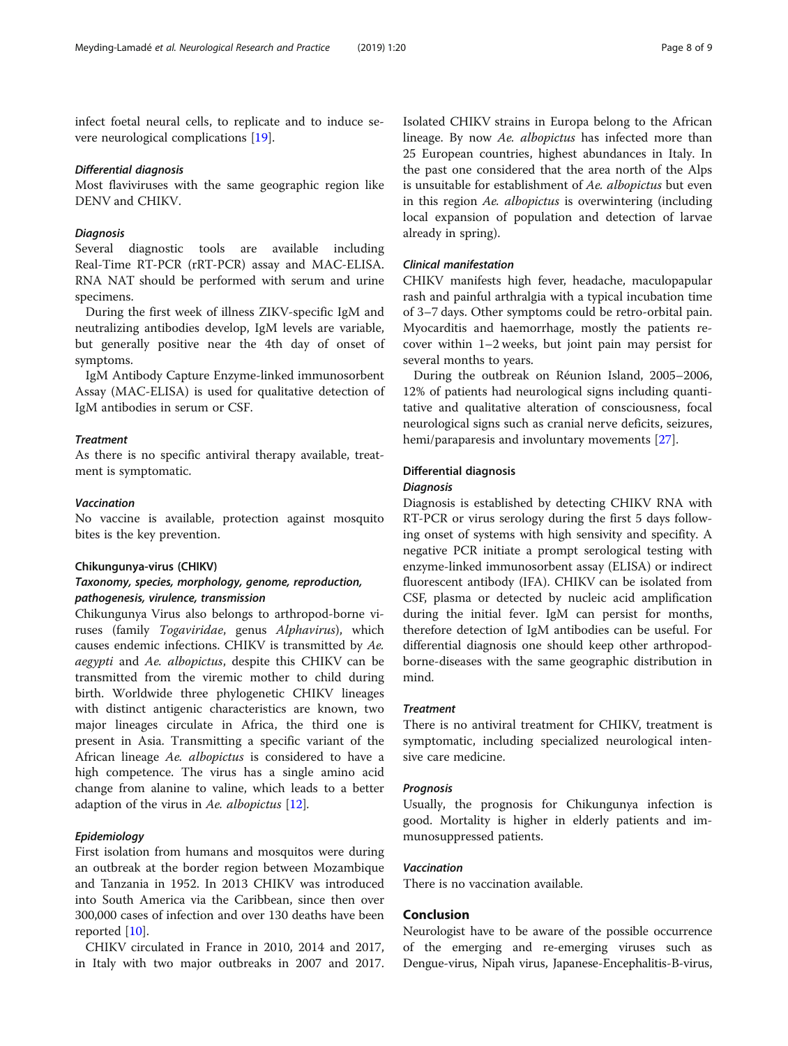infect foetal neural cells, to replicate and to induce severe neurological complications [19].

#### *Differential diagnosis*

Most flaviviruses with the same geographic region like DENV and CHIKV.

#### *Diagnosis*

Several diagnostic tools are available including Real-Time RT-PCR (rRT-PCR) assay and MAC-ELISA. RNA NAT should be performed with serum and urine specimens.

During the first week of illness ZIKV-specific IgM and neutralizing antibodies develop, IgM levels are variable, but generally positive near the 4th day of onset of symptoms.

IgM Antibody Capture Enzyme-linked immunosorbent Assay (MAC-ELISA) is used for qualitative detection of IgM antibodies in serum or CSF.

#### *Treatment*

As there is no specific antiviral therapy available, treatment is symptomatic.

#### *Vaccination*

No vaccine is available, protection against mosquito bites is the key prevention.

### Chikungunya-virus (CHIKV)

#### *Taxonomy, species, morphology, genome, reproduction, pathogenesis, virulence, transmission*

Chikungunya Virus also belongs to arthropod-borne viruses (family *Togaviridae*, genus *Alphavirus*), which causes endemic infections. CHIKV is transmitted by *Ae. aegypti* and *Ae. albopictus*, despite this CHIKV can be transmitted from the viremic mother to child during birth. Worldwide three phylogenetic CHIKV lineages with distinct antigenic characteristics are known, two major lineages circulate in Africa, the third one is present in Asia. Transmitting a specific variant of the African lineage *Ae. albopictus* is considered to have a high competence. The virus has a single amino acid change from alanine to valine, which leads to a better adaption of the virus in *Ae. albopictus* [12].

#### *Epidemiology*

First isolation from humans and mosquitos were during an outbreak at the border region between Mozambique and Tanzania in 1952. In 2013 CHIKV was introduced into South America via the Caribbean, since then over 300,000 cases of infection and over 130 deaths have been reported [10].

CHIKV circulated in France in 2010, 2014 and 2017, in Italy with two major outbreaks in 2007 and 2017. Isolated CHIKV strains in Europa belong to the African lineage. By now *Ae. albopictus* has infected more than 25 European countries, highest abundances in Italy. In the past one considered that the area north of the Alps is unsuitable for establishment of *Ae. albopictus* but even in this region *Ae. albopictus* is overwintering (including local expansion of population and detection of larvae already in spring).

#### *Clinical manifestation*

CHIKV manifests high fever, headache, maculopapular rash and painful arthralgia with a typical incubation time of 3–7 days. Other symptoms could be retro-orbital pain. Myocarditis and haemorrhage, mostly the patients recover within 1–2 weeks, but joint pain may persist for several months to years.

During the outbreak on Réunion Island, 2005–2006, 12% of patients had neurological signs including quantitative and qualitative alteration of consciousness, focal neurological signs such as cranial nerve deficits, seizures, hemi/paraparesis and involuntary movements [27].

### Differential diagnosis

#### *Diagnosis*

Diagnosis is established by detecting CHIKV RNA with RT-PCR or virus serology during the first 5 days following onset of systems with high sensivity and specifity. A negative PCR initiate a prompt serological testing with enzyme-linked immunosorbent assay (ELISA) or indirect fluorescent antibody (IFA). CHIKV can be isolated from CSF, plasma or detected by nucleic acid amplification during the initial fever. IgM can persist for months, therefore detection of IgM antibodies can be useful. For differential diagnosis one should keep other arthropod-borne-diseases with the same geographic distribution in mind.

#### *Treatment*

There is no antiviral treatment for CHIKV, treatment is symptomatic, including specialized neurological intensive care medicine.

#### *Prognosis*

Usually, the prognosis for Chikungunya infection is good. Mortality is higher in elderly patients and immunosuppressed patients.

#### *Vaccination*

There is no vaccination available.

## Conclusion

Neurologist have to be aware of the possible occurrence of the emerging and re-emerging viruses such as Dengue-virus, Nipah virus, Japanese-Encephalitis-B-virus,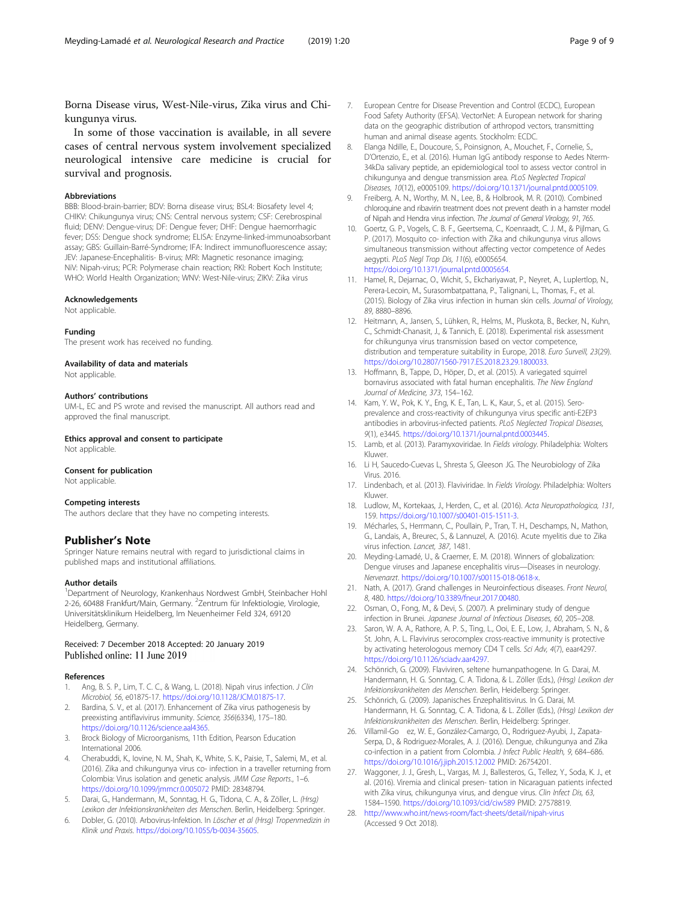Borna Disease virus, West-Nile-virus, Zika virus and Chikungunya virus.

In some of those vaccination is available, in all severe cases of central nervous system involvement specialized neurological intensive care medicine is crucial for survival and prognosis.

### Abbreviations

BBB: Blood-brain-barrier; BDV: Borna disease virus; BSL4: Biosafety level 4; CHIKV: Chikungunya virus; CNS: Central nervous system; CSF: Cerebrospinal fluid; DENV: Dengue-virus; DF: Dengue fever; DHF: Dengue haemorrhagic fever; DSS: Dengue shock syndrome; ELISA: Enzyme-linked-immunoabsorbant assay; GBS: Guillain-Barré-Syndrome; IFA: Indirect immunofluorescence assay; JEV: Japanese-Encephalitis- B-virus; MRI: Magnetic resonance imaging; NiV: Nipah-virus; PCR: Polymerase chain reaction; RKI: Robert Koch Institute; WHO: World Health Organization; WNV: West-Nile-virus; ZIKV: Zika virus

### Acknowledgements

Not applicable.

### Funding

The present work has received no funding.

### Availability of data and materials

Not applicable.

### Authors' contributions

UM-L, EC and PS wrote and revised the manuscript. All authors read and approved the final manuscript.

### Ethics approval and consent to participate

Not applicable.

### Consent for publication

Not applicable.

### Competing interests

The authors declare that they have no competing interests.

## Publisher's Note

Springer Nature remains neutral with regard to jurisdictional claims in published maps and institutional affiliations.

### Author details

[1]Department of Neurology, Krankenhaus Nordwest GmbH, Steinbacher Hohl 2-26, 60488 Frankfurt/Main, Germany. [2]Zentrum für Infektiologie, Virologie, Universitätsklinikum Heidelberg, Im Neuenheimer Feld 324, 69120 Heidelberg, Germany.

Received: 7 December 2018 Accepted: 20 January 2019
Published online: 11 June 2019

### References

1. Ang, B. S. P., Lim, T. C. C., & Wang, L. (2018). Nipah virus infection. *J Clin Microbiol, 56*, e01875-17. https://doi.org/10.1128/JCM.01875-17.
2. Bardina, S. V., et al. (2017). Enhancement of Zika virus pathogenesis by preexisting antiflavivirus immunity. *Science, 356*(6334), 175–180. https://doi.org/10.1126/science.aal4365.
3. Brock Biology of Microorganisms, 11th Edition, Pearson Education International 2006.
4. Cherabuddi, K., Iovine, N. M., Shah, K., White, S. K., Paisie, T., Salemi, M., et al. (2016). Zika and chikungunya virus co- infection in a traveller returning from Colombia: Virus isolation and genetic analysis. *JMM Case Reports.*, 1–6. https://doi.org/10.1099/jmmcr.0.005072 PMID: 28348794.
5. Darai, G., Handermann, M., Sonntag, H. G., Tidona, C. A., & Zöller, L. *(Hrsg) Lexikon der Infektionskrankheiten des Menschen*. Berlin, Heidelberg: Springer.
6. Dobler, G. (2010). Arbovirus-Infektion. In *Löscher et al (Hrsg) Tropenmedizin in Klinik und Praxis*. https://doi.org/10.1055/b-0034-35605.
7. European Centre for Disease Prevention and Control (ECDC), European Food Safety Authority (EFSA). VectorNet: A European network for sharing data on the geographic distribution of arthropod vectors, transmitting human and animal disease agents. Stockholm: ECDC.
8. Elanga Ndille, E., Doucoure, S., Poinsignon, A., Mouchet, F., Cornelie, S., D'Ortenzio, E., et al. (2016). Human IgG antibody response to Aedes Nterm-34kDa salivary peptide, an epidemiological tool to assess vector control in chikungunya and dengue transmission area. *PLoS Neglected Tropical Diseases, 10*(12), e0005109. https://doi.org/10.1371/journal.pntd.0005109.
9. Freiberg, A. N., Worthy, M. N., Lee, B., & Holbrook, M. R. (2010). Combined chloroquine and ribavirin treatment does not prevent death in a hamster model of Nipah and Hendra virus infection. *The Journal of General Virology, 91*, 765.
10. Goertz, G. P., Vogels, C. B. F., Geertsema, C., Koenraadt, C. J. M., & Pijlman, G. P. (2017). Mosquito co- infection with Zika and chikungunya virus allows simultaneous transmission without affecting vector competence of Aedes aegypti. *PLoS Negl Trop Dis, 11*(6), e0005654. https://doi.org/10.1371/journal.pntd.0005654.
11. Hamel, R., Dejarnac, O., Wichit, S., Ekchariyawat, P., Neyret, A., Luplertlop, N., Perera-Lecoin, M., Surasombatpattana, P., Talignani, L., Thomas, F., et al. (2015). Biology of Zika virus infection in human skin cells. *Journal of Virology, 89*, 8880–8896.
12. Heitmann, A., Jansen, S., Lühken, R., Helms, M., Pluskota, B., Becker, N., Kuhn, C., Schmidt-Chanasit, J., & Tannich, E. (2018). Experimental risk assessment for chikungunya virus transmission based on vector competence, distribution and temperature suitability in Europe, 2018. *Euro Surveill, 23*(29). https://doi.org/10.2807/1560-7917.ES.2018.23.29.1800033.
13. Hoffmann, B., Tappe, D., Höper, D., et al. (2015). A variegated squirrel bornavirus associated with fatal human encephalitis. *The New England Journal of Medicine, 373*, 154–162.
14. Kam, Y. W., Pok, K. Y., Eng, K. E., Tan, L. K., Kaur, S., et al. (2015). Sero-prevalence and cross-reactivity of chikungunya virus specific anti-E2EP3 antibodies in arbovirus-infected patients. *PLoS Neglected Tropical Diseases, 9*(1), e3445. https://doi.org/10.1371/journal.pntd.0003445.
15. Lamb, et al. (2013). Paramyxoviridae. In *Fields virology*. Philadelphia: Wolters Kluwer.
16. Li H, Saucedo-Cuevas L, Shresta S, Gleeson JG. The Neurobiology of Zika Virus. 2016.
17. Lindenbach, et al. (2013). Flaviviridae. In *Fields Virology*. Philadelphia: Wolters Kluwer.
18. Ludlow, M., Kortekaas, J., Herden, C., et al. (2016). *Acta Neuropathologica, 131*, 159. https://doi.org/10.1007/s00401-015-1511-3.
19. Mécharles, S., Herrmann, C., Poullain, P., Tran, T. H., Deschamps, N., Mathon, G., Landais, A., Breurec, S., & Lannuzel, A. (2016). Acute myelitis due to Zika virus infection. *Lancet, 387*, 1481.
20. Meyding-Lamadé, U., & Craemer, E. M. (2018). Winners of globalization: Dengue viruses and Japanese encephalitis virus—Diseases in neurology. *Nervenarzt*. https://doi.org/10.1007/s00115-018-0618-x.
21. Nath, A. (2017). Grand challenges in Neuroinfectious diseases. *Front Neurol, 8*, 480. https://doi.org/10.3389/fneur.2017.00480.
22. Osman, O., Fong, M., & Devi, S. (2007). A preliminary study of dengue infection in Brunei. *Japanese Journal of Infectious Diseases, 60*, 205–208.
23. Saron, W. A. A., Rathore, A. P. S., Ting, L., Ooi, E. E., Low, J., Abraham, S. N., & St. John, A. L. Flavivirus serocomplex cross-reactive immunity is protective by activating heterologous memory CD4 T cells. *Sci Adv, 4*(7), eaar4297. https://doi.org/10.1126/sciadv.aar4297.
24. Schönrich, G. (2009). Flaviviren, seltene humanpathogene. In G. Darai, M. Handermann, H. G. Sonntag, C. A. Tidona, & L. Zöller (Eds.), *(Hrsg) Lexikon der Infektionskrankheiten des Menschen*. Berlin, Heidelberg: Springer.
25. Schönrich, G. (2009). Japanisches Enzephalitisvirus. In G. Darai, M. Handermann, H. G. Sonntag, C. A. Tidona, & L. Zöller (Eds.), *(Hrsg) Lexikon der Infektionskrankheiten des Menschen*. Berlin, Heidelberg: Springer.
26. Villamil-Go ez, W. E., González-Camargo, O., Rodriguez-Ayubi, J., Zapata-Serpa, D., & Rodriguez-Morales, A. J. (2016). Dengue, chikungunya and Zika co-infection in a patient from Colombia. *J Infect Public Health, 9*, 684–686. https://doi.org/10.1016/j.jiph.2015.12.002 PMID: 26754201.
27. Waggoner, J. J., Gresh, L., Vargas, M. J., Ballesteros, G., Tellez, Y., Soda, K. J., et al. (2016). Viremia and clinical presen- tation in Nicaraguan patients infected with Zika virus, chikungunya virus, and dengue virus. *Clin Infect Dis, 63*, 1584–1590. https://doi.org/10.1093/cid/ciw589 PMID: 27578819.
28. http://www.who.int/news-room/fact-sheets/detail/nipah-virus (Accessed 9 Oct 2018).